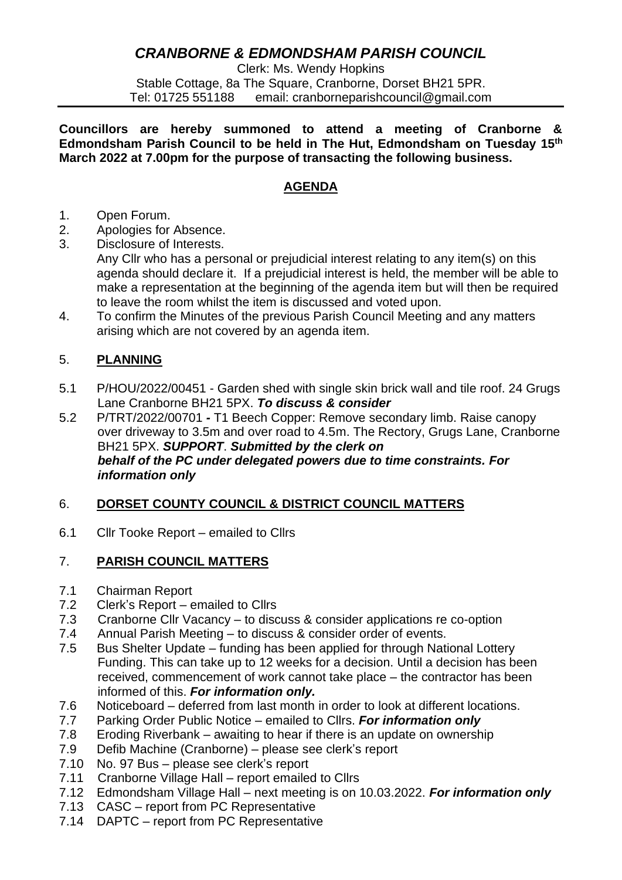# *CRANBORNE & EDMONDSHAM PARISH COUNCIL*

Clerk: Ms. Wendy Hopkins
Stable Cottage, 8a The Square, Cranborne, Dorset BH21 5PR.
Tel: 01725 551188 email: cranborneparishcouncil@gmail.com

---

**Councillors are hereby summoned to attend a meeting of Cranborne & Edmondsham Parish Council to be held in The Hut, Edmondsham on Tuesday 15th March 2022 at 7.00pm for the purpose of transacting the following business.**

## AGENDA

1. Open Forum.
2. Apologies for Absence.
3. Disclosure of Interests.
   Any Cllr who has a personal or prejudicial interest relating to any item(s) on this agenda should declare it. If a prejudicial interest is held, the member will be able to make a representation at the beginning of the agenda item but will then be required to leave the room whilst the item is discussed and voted upon.
4. To confirm the Minutes of the previous Parish Council Meeting and any matters arising which are not covered by an agenda item.

## 5. PLANNING

5.1 P/HOU/2022/00451 - Garden shed with single skin brick wall and tile roof. 24 Grugs Lane Cranborne BH21 5PX. ***To discuss & consider***

5.2 P/TRT/2022/00701 **-** T1 Beech Copper: Remove secondary limb. Raise canopy over driveway to 3.5m and over road to 4.5m. The Rectory, Grugs Lane, Cranborne BH21 5PX. ***SUPPORT***. ***Submitted by the clerk on behalf of the PC under delegated powers due to time constraints. For information only***

## 6. DORSET COUNTY COUNCIL & DISTRICT COUNCIL MATTERS

6.1 Cllr Tooke Report – emailed to Cllrs

## 7. PARISH COUNCIL MATTERS

7.1 Chairman Report
7.2 Clerk's Report – emailed to Cllrs
7.3 Cranborne Cllr Vacancy – to discuss & consider applications re co-option
7.4 Annual Parish Meeting – to discuss & consider order of events.
7.5 Bus Shelter Update – funding has been applied for through National Lottery Funding. This can take up to 12 weeks for a decision. Until a decision has been received, commencement of work cannot take place – the contractor has been informed of this. ***For information only.***
7.6 Noticeboard – deferred from last month in order to look at different locations.
7.7 Parking Order Public Notice – emailed to Cllrs. ***For information only***
7.8 Eroding Riverbank – awaiting to hear if there is an update on ownership
7.9 Defib Machine (Cranborne) – please see clerk's report
7.10 No. 97 Bus – please see clerk's report
7.11 Cranborne Village Hall – report emailed to Cllrs
7.12 Edmondsham Village Hall – next meeting is on 10.03.2022. ***For information only***
7.13 CASC – report from PC Representative
7.14 DAPTC – report from PC Representative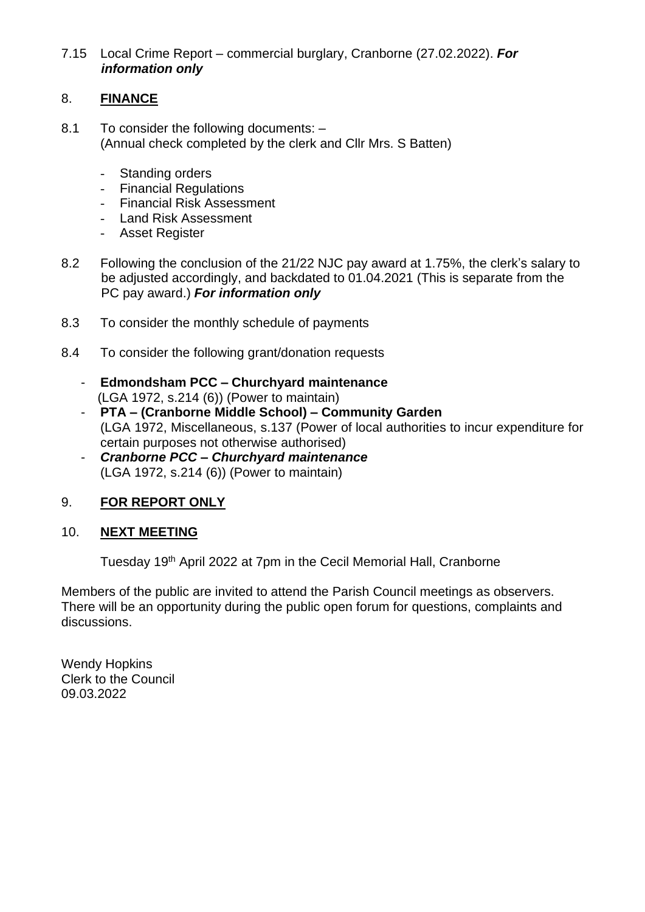7.15 Local Crime Report – commercial burglary, Cranborne (27.02.2022). ***For information only***

## 8. FINANCE

8.1 To consider the following documents: –
(Annual check completed by the clerk and Cllr Mrs. S Batten)

- Standing orders
- Financial Regulations
- Financial Risk Assessment
- Land Risk Assessment
- Asset Register

8.2 Following the conclusion of the 21/22 NJC pay award at 1.75%, the clerk's salary to be adjusted accordingly, and backdated to 01.04.2021 (This is separate from the PC pay award.) ***For information only***

8.3 To consider the monthly schedule of payments

8.4 To consider the following grant/donation requests

- **Edmondsham PCC – Churchyard maintenance**
  (LGA 1972, s.214 (6)) (Power to maintain)
- **PTA – (Cranborne Middle School) – Community Garden**
  (LGA 1972, Miscellaneous, s.137 (Power of local authorities to incur expenditure for certain purposes not otherwise authorised)
- ***Cranborne PCC – Churchyard maintenance***
  (LGA 1972, s.214 (6)) (Power to maintain)

## 9. FOR REPORT ONLY

## 10. NEXT MEETING

Tuesday 19th April 2022 at 7pm in the Cecil Memorial Hall, Cranborne

Members of the public are invited to attend the Parish Council meetings as observers. There will be an opportunity during the public open forum for questions, complaints and discussions.

Wendy Hopkins
Clerk to the Council
09.03.2022